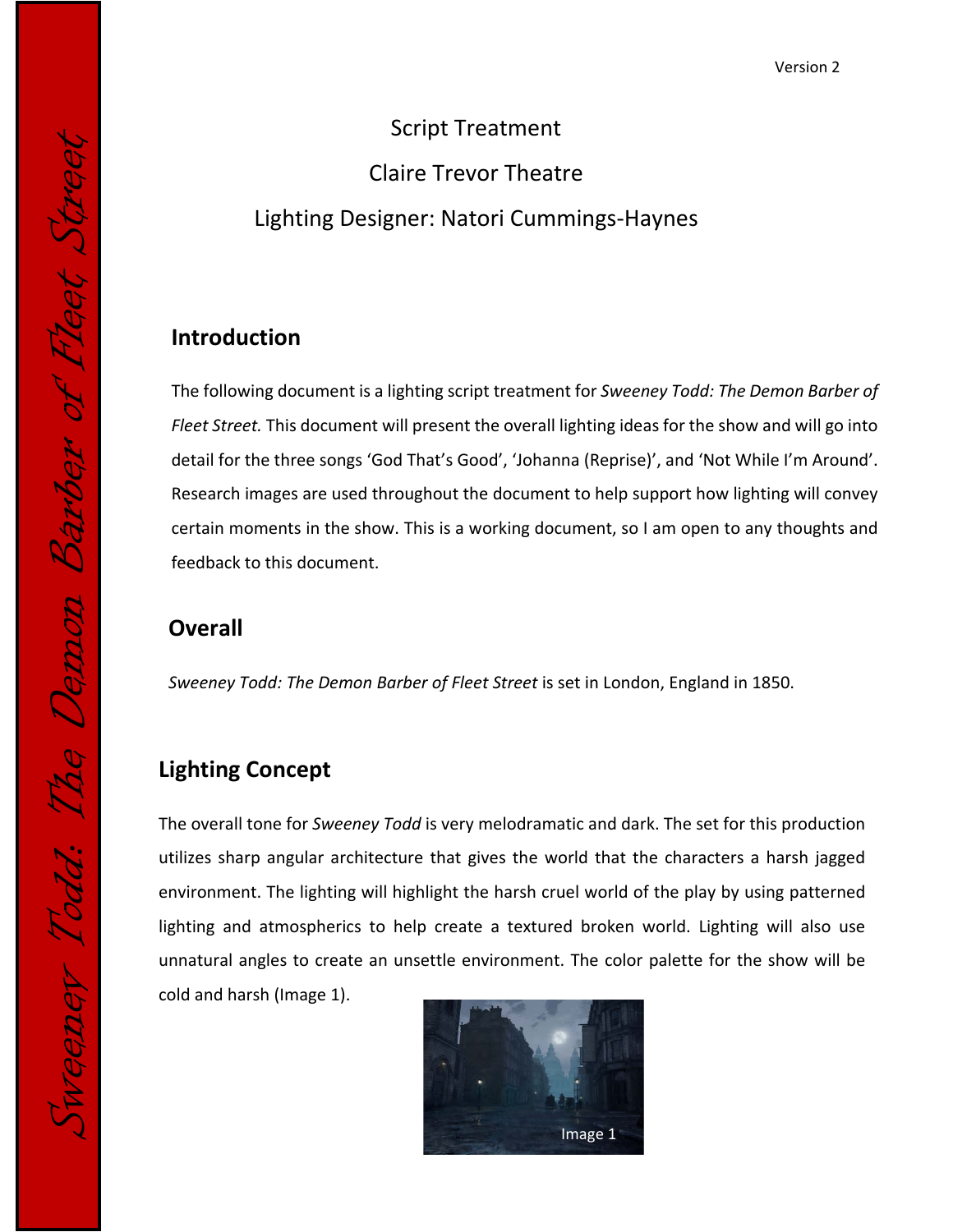Version 2

Script Treatment

Claire Trevor Theatre

Lighting Designer: Natori Cummings-Haynes

## Introduction

The following document is a lighting script treatment for *Sweeney Todd: The Demon Barber of Fleet Street.* This document will present the overall lighting ideas for the show and will go into detail for the three songs 'God That's Good', 'Johanna (Reprise)', and 'Not While I'm Around'. Research images are used throughout the document to help support how lighting will convey certain moments in the show. This is a working document, so I am open to any thoughts and feedback to this document.

## Overall

*Sweeney Todd: The Demon Barber of Fleet Street* is set in London, England in 1850.

## Lighting Concept

The overall tone for *Sweeney Todd* is very melodramatic and dark. The set for this production utilizes sharp angular architecture that gives the world that the characters a harsh jagged environment. The lighting will highlight the harsh cruel world of the play by using patterned lighting and atmospherics to help create a textured broken world. Lighting will also use unnatural angles to create an unsettle environment. The color palette for the show will be cold and harsh (Image 1).

Image 1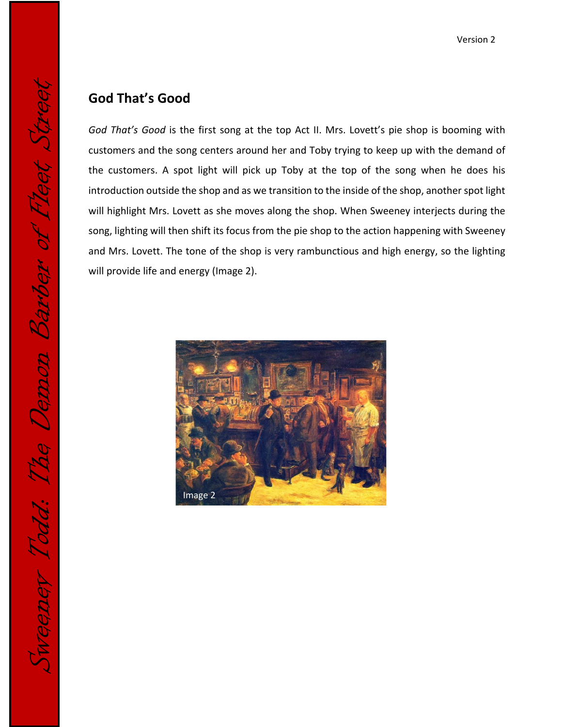## God That's Good

*God That's Good* is the first song at the top Act II. Mrs. Lovett's pie shop is booming with customers and the song centers around her and Toby trying to keep up with the demand of the customers. A spot light will pick up Toby at the top of the song when he does his introduction outside the shop and as we transition to the inside of the shop, another spot light will highlight Mrs. Lovett as she moves along the shop. When Sweeney interjects during the song, lighting will then shift its focus from the pie shop to the action happening with Sweeney and Mrs. Lovett. The tone of the shop is very rambunctious and high energy, so the lighting will provide life and energy (Image 2).

Image 2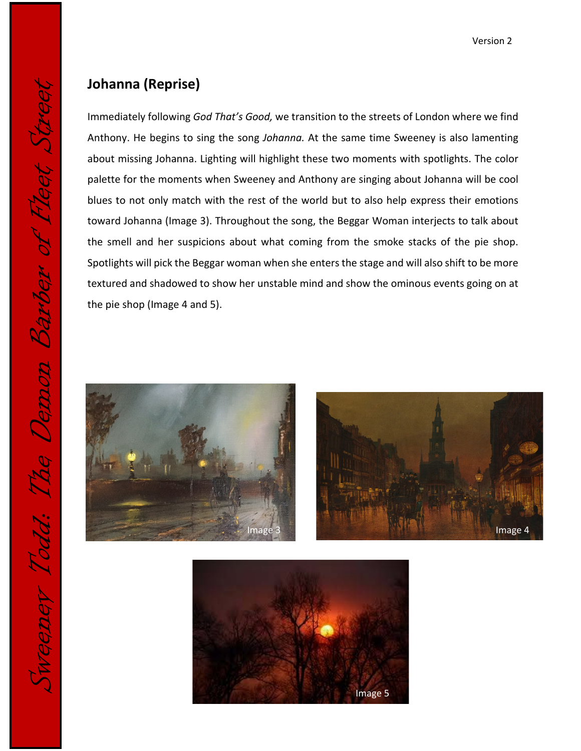## Johanna (Reprise)

Immediately following *God That's Good,* we transition to the streets of London where we find Anthony. He begins to sing the song *Johanna.* At the same time Sweeney is also lamenting about missing Johanna. Lighting will highlight these two moments with spotlights. The color palette for the moments when Sweeney and Anthony are singing about Johanna will be cool blues to not only match with the rest of the world but to also help express their emotions toward Johanna (Image 3). Throughout the song, the Beggar Woman interjects to talk about the smell and her suspicions about what coming from the smoke stacks of the pie shop. Spotlights will pick the Beggar woman when she enters the stage and will also shift to be more textured and shadowed to show her unstable mind and show the ominous events going on at the pie shop (Image 4 and 5).

Image 3

Image 4

Image 5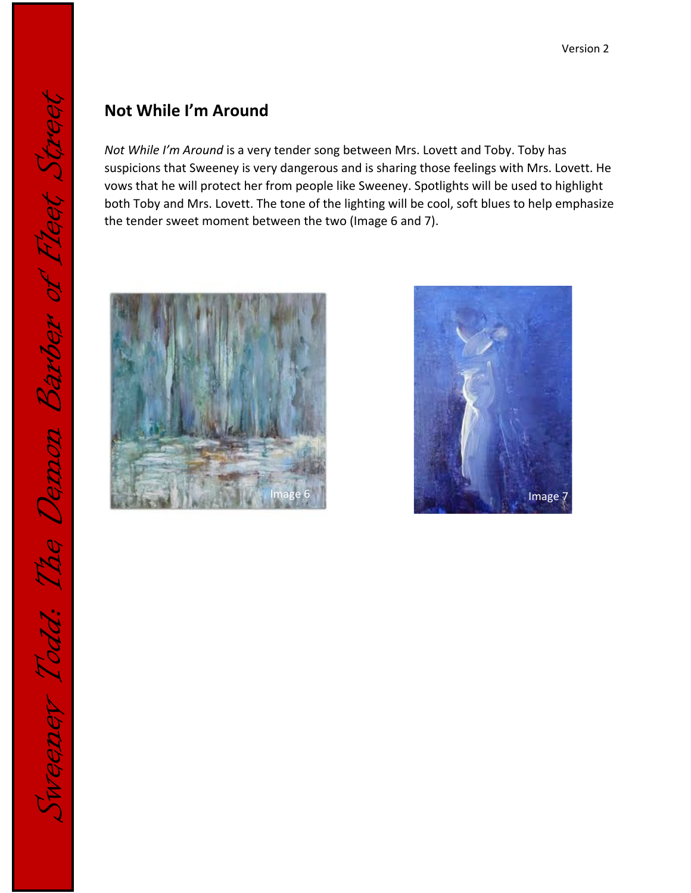## Not While I'm Around

*Not While I'm Around* is a very tender song between Mrs. Lovett and Toby. Toby has suspicions that Sweeney is very dangerous and is sharing those feelings with Mrs. Lovett. He vows that he will protect her from people like Sweeney. Spotlights will be used to highlight both Toby and Mrs. Lovett. The tone of the lighting will be cool, soft blues to help emphasize the tender sweet moment between the two (Image 6 and 7).

Image 6

Image 7